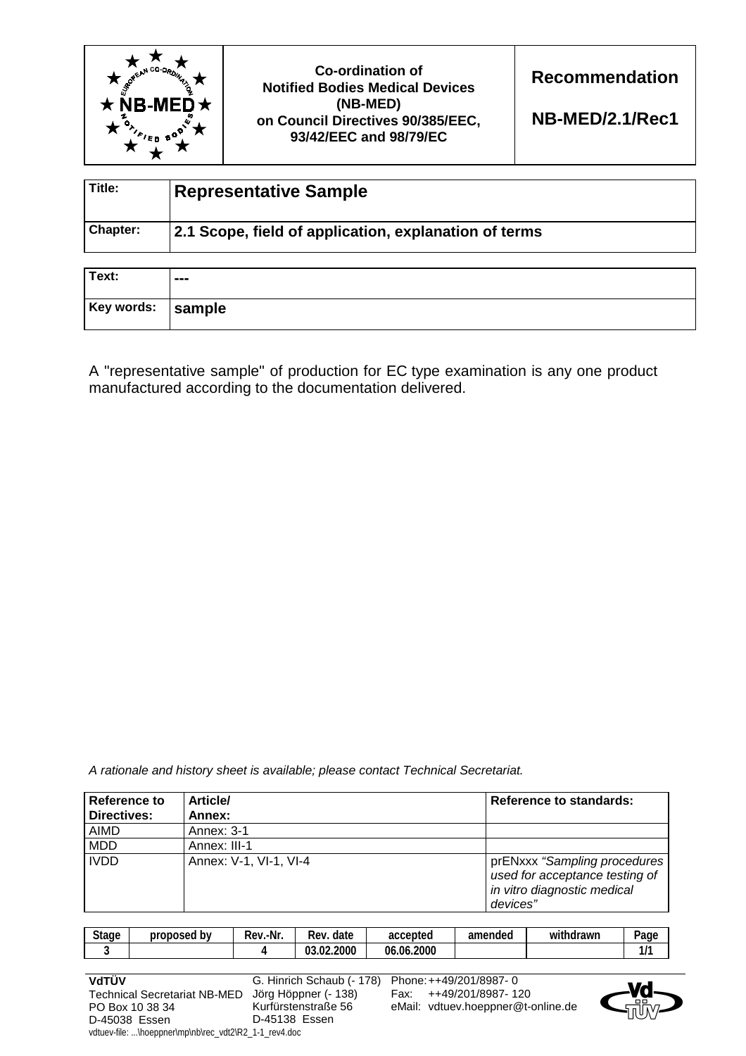| | Co-ordination of Notified Bodies Medical Devices (NB-MED) on Council Directives 90/385/EEC, 93/42/EEC and 98/79/EC | **Recommendation** **NB-MED/2.1/Rec1** |
|---|---|---|

| **Title:** | **Representative Sample** |
|---|---|
| **Chapter:** | **2.1 Scope, field of application, explanation of terms** |

| **Text:** | **---** |
|---|---|
| **Key words:** | **sample** |

A "representative sample" of production for EC type examination is any one product manufactured according to the documentation delivered.

*A rationale and history sheet is available; please contact Technical Secretariat.*

| **Reference to Directives:** | **Article/ Annex:** | **Reference to standards:** |
|---|---|---|
| AIMD | Annex: 3-1 | |
| MDD | Annex: III-1 | |
| IVDD | Annex: V-1, VI-1, VI-4 | prENxxx *"Sampling procedures used for acceptance testing of in vitro diagnostic medical devices"* |

| Stage | proposed by | Rev.-Nr. | Rev. date | accepted | amended | withdrawn | Page |
|---|---|---|---|---|---|---|---|
| 3 | | 4 | 03.02.2000 | 06.06.2000 | | | 1/1 |

**VdTÜV**
Technical Secretariat NB-MED
PO Box 10 38 34
D-45038 Essen

G. Hinrich Schaub (- 178)
Jörg Höppner (- 138)
Kurfürstenstraße 56
D-45138 Essen

Phone: ++49/201/8987- 0
Fax: ++49/201/8987- 120
eMail: vdtuev.hoeppner@t-online.de

vdtuev-file: ...\hoeppner\mp\nb\rec_vdt2\R2_1-1_rev4.doc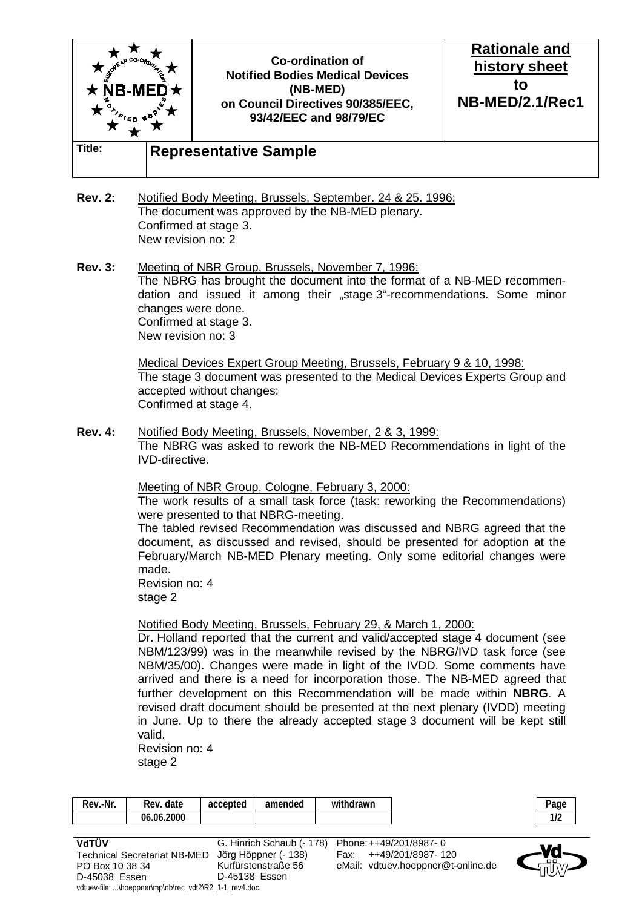| | Co-ordination of Notified Bodies Medical Devices (NB-MED) on Council Directives 90/385/EEC, 93/42/EEC and 98/79/EC | **Rationale and history sheet to NB-MED/2.1/Rec1** |
|---|---|---|
| **Title:** | **Representative Sample** | |

**Rev. 2:** Notified Body Meeting, Brussels, September. 24 & 25. 1996:
The document was approved by the NB-MED plenary.
Confirmed at stage 3.
New revision no: 2

**Rev. 3:** Meeting of NBR Group, Brussels, November 7, 1996:
The NBRG has brought the document into the format of a NB-MED recommendation and issued it among their „stage 3"-recommendations. Some minor changes were done.
Confirmed at stage 3.
New revision no: 3

Medical Devices Expert Group Meeting, Brussels, February 9 & 10, 1998:
The stage 3 document was presented to the Medical Devices Experts Group and accepted without changes:
Confirmed at stage 4.

**Rev. 4:** Notified Body Meeting, Brussels, November, 2 & 3, 1999:
The NBRG was asked to rework the NB-MED Recommendations in light of the IVD-directive.

Meeting of NBR Group, Cologne, February 3, 2000:
The work results of a small task force (task: reworking the Recommendations) were presented to that NBRG-meeting.
The tabled revised Recommendation was discussed and NBRG agreed that the document, as discussed and revised, should be presented for adoption at the February/March NB-MED Plenary meeting. Only some editorial changes were made.
Revision no: 4
stage 2

Notified Body Meeting, Brussels, February 29, & March 1, 2000:
Dr. Holland reported that the current and valid/accepted stage 4 document (see NBM/123/99) was in the meanwhile revised by the NBRG/IVD task force (see NBM/35/00). Changes were made in light of the IVDD. Some comments have arrived and there is a need for incorporation those. The NB-MED agreed that further development on this Recommendation will be made within **NBRG**. A revised draft document should be presented at the next plenary (IVDD) meeting in June. Up to there the already accepted stage 3 document will be kept still valid.
Revision no: 4
stage 2

| Rev.-Nr. | Rev. date | accepted | amended | withdrawn |
|---|---|---|---|---|
| | 06.06.2000 | | | |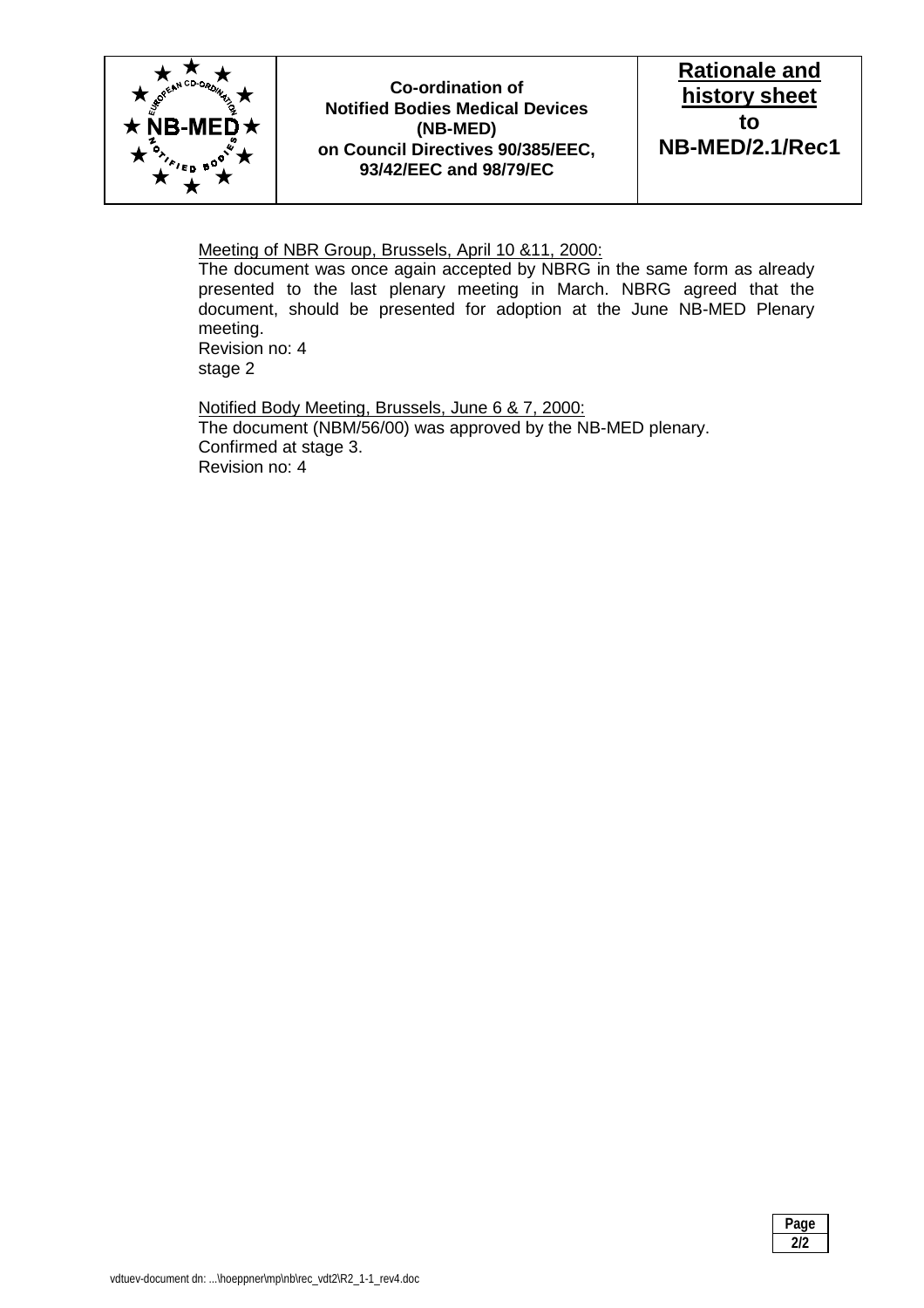Meeting of NBR Group, Brussels, April 10 &11, 2000:
The document was once again accepted by NBRG in the same form as already presented to the last plenary meeting in March. NBRG agreed that the document, should be presented for adoption at the June NB-MED Plenary meeting.
Revision no: 4
stage 2

Notified Body Meeting, Brussels, June 6 & 7, 2000:
The document (NBM/56/00) was approved by the NB-MED plenary.
Confirmed at stage 3.
Revision no: 4